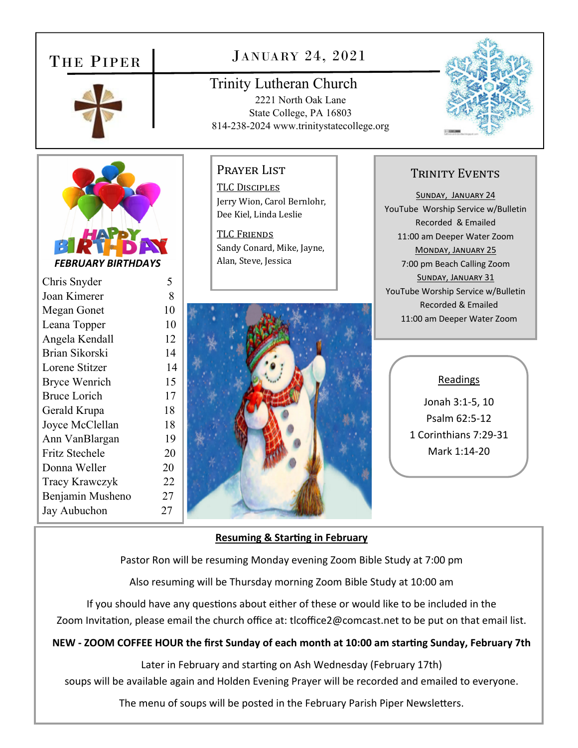# The Piper

## January 24, 2021

**Trinity Lutheran Church**
2221 North Oak Lane
State College, PA 16803
814-238-2024 www.trinitystatecollege.org

### HAPPY BIRTHDAY

***FEBRUARY BIRTHDAYS***

| Name | Day |
|---|---|
| Chris Snyder | 5 |
| Joan Kimerer | 8 |
| Megan Gonet | 10 |
| Leana Topper | 10 |
| Angela Kendall | 12 |
| Brian Sikorski | 14 |
| Lorene Stitzer | 14 |
| Bryce Wenrich | 15 |
| Bruce Lorich | 17 |
| Gerald Krupa | 18 |
| Joyce McClellan | 18 |
| Ann VanBlargan | 19 |
| Fritz Stechele | 20 |
| Donna Weller | 20 |
| Tracy Krawczyk | 22 |
| Benjamin Musheno | 27 |
| Jay Aubuchon | 27 |

### Prayer List

TLC Disciples
Jerry Wion, Carol Bernlohr, Dee Kiel, Linda Leslie

TLC Friends
Sandy Conard, Mike, Jayne, Alan, Steve, Jessica

### Trinity Events

Sunday, January 24
YouTube Worship Service w/Bulletin Recorded & Emailed
11:00 am Deeper Water Zoom

Monday, January 25
7:00 pm Beach Calling Zoom

Sunday, January 31
YouTube Worship Service w/Bulletin Recorded & Emailed
11:00 am Deeper Water Zoom

### Readings

Jonah 3:1-5, 10
Psalm 62:5-12
1 Corinthians 7:29-31
Mark 1:14-20

### Resuming & Starting in February

Pastor Ron will be resuming Monday evening Zoom Bible Study at 7:00 pm

Also resuming will be Thursday morning Zoom Bible Study at 10:00 am

If you should have any questions about either of these or would like to be included in the Zoom Invitation, please email the church office at: tlcoffice2@comcast.net to be put on that email list.

**NEW - ZOOM COFFEE HOUR the first Sunday of each month at 10:00 am starting Sunday, February 7th**

Later in February and starting on Ash Wednesday (February 17th) soups will be available again and Holden Evening Prayer will be recorded and emailed to everyone.

The menu of soups will be posted in the February Parish Piper Newsletters.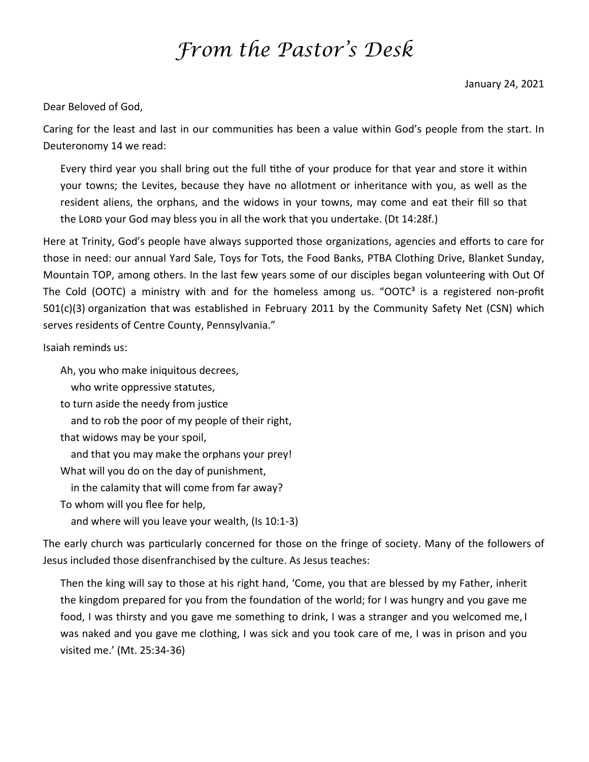# *From the Pastor's Desk*

January 24, 2021

Dear Beloved of God,

Caring for the least and last in our communities has been a value within God's people from the start. In Deuteronomy 14 we read:

> Every third year you shall bring out the full tithe of your produce for that year and store it within your towns; the Levites, because they have no allotment or inheritance with you, as well as the resident aliens, the orphans, and the widows in your towns, may come and eat their fill so that the LORD your God may bless you in all the work that you undertake. (Dt 14:28f.)

Here at Trinity, God's people have always supported those organizations, agencies and efforts to care for those in need: our annual Yard Sale, Toys for Tots, the Food Banks, PTBA Clothing Drive, Blanket Sunday, Mountain TOP, among others. In the last few years some of our disciples began volunteering with Out Of The Cold (OOTC) a ministry with and for the homeless among us. "OOTC[3] is a registered non-profit 501(c)(3) organization that was established in February 2011 by the Community Safety Net (CSN) which serves residents of Centre County, Pennsylvania."

Isaiah reminds us:

> Ah, you who make iniquitous decrees,
>   who write oppressive statutes,
> to turn aside the needy from justice
>   and to rob the poor of my people of their right,
> that widows may be your spoil,
>   and that you may make the orphans your prey!
> What will you do on the day of punishment,
>   in the calamity that will come from far away?
> To whom will you flee for help,
>   and where will you leave your wealth, (Is 10:1-3)

The early church was particularly concerned for those on the fringe of society. Many of the followers of Jesus included those disenfranchised by the culture. As Jesus teaches:

> Then the king will say to those at his right hand, 'Come, you that are blessed by my Father, inherit the kingdom prepared for you from the foundation of the world; for I was hungry and you gave me food, I was thirsty and you gave me something to drink, I was a stranger and you welcomed me, I was naked and you gave me clothing, I was sick and you took care of me, I was in prison and you visited me.' (Mt. 25:34-36)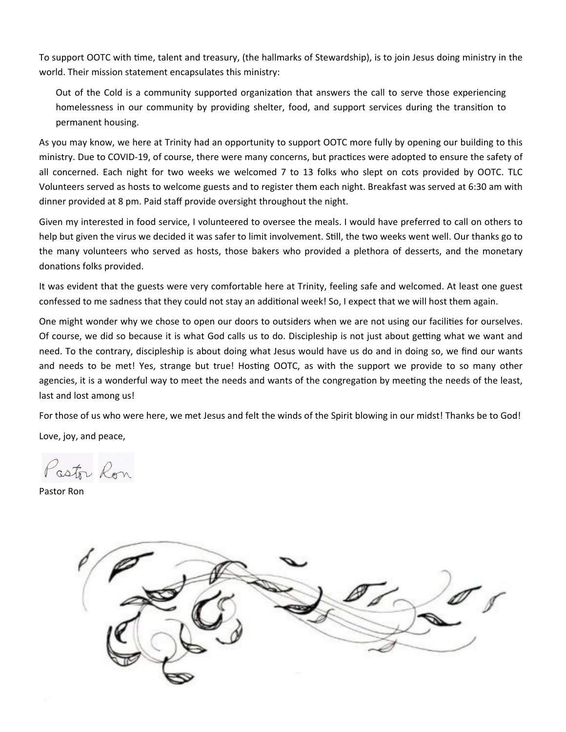To support OOTC with time, talent and treasury, (the hallmarks of Stewardship), is to join Jesus doing ministry in the world. Their mission statement encapsulates this ministry:

> Out of the Cold is a community supported organization that answers the call to serve those experiencing homelessness in our community by providing shelter, food, and support services during the transition to permanent housing.

As you may know, we here at Trinity had an opportunity to support OOTC more fully by opening our building to this ministry. Due to COVID-19, of course, there were many concerns, but practices were adopted to ensure the safety of all concerned. Each night for two weeks we welcomed 7 to 13 folks who slept on cots provided by OOTC. TLC Volunteers served as hosts to welcome guests and to register them each night. Breakfast was served at 6:30 am with dinner provided at 8 pm. Paid staff provide oversight throughout the night.

Given my interested in food service, I volunteered to oversee the meals. I would have preferred to call on others to help but given the virus we decided it was safer to limit involvement. Still, the two weeks went well. Our thanks go to the many volunteers who served as hosts, those bakers who provided a plethora of desserts, and the monetary donations folks provided.

It was evident that the guests were very comfortable here at Trinity, feeling safe and welcomed. At least one guest confessed to me sadness that they could not stay an additional week! So, I expect that we will host them again.

One might wonder why we chose to open our doors to outsiders when we are not using our facilities for ourselves. Of course, we did so because it is what God calls us to do. Discipleship is not just about getting what we want and need. To the contrary, discipleship is about doing what Jesus would have us do and in doing so, we find our wants and needs to be met! Yes, strange but true! Hosting OOTC, as with the support we provide to so many other agencies, it is a wonderful way to meet the needs and wants of the congregation by meeting the needs of the least, last and lost among us!

For those of us who were here, we met Jesus and felt the winds of the Spirit blowing in our midst! Thanks be to God!

Love, joy, and peace,

Pastor Ron

Pastor Ron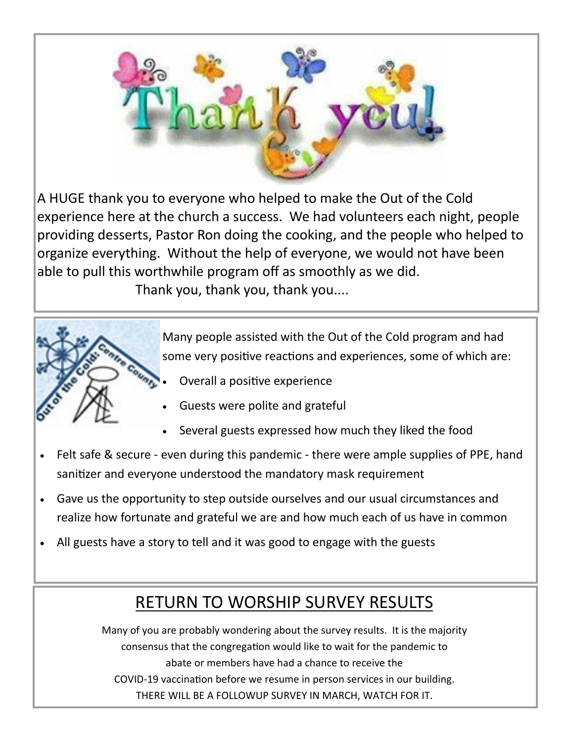# Thank you!

A HUGE thank you to everyone who helped to make the Out of the Cold experience here at the church a success. We had volunteers each night, people providing desserts, Pastor Ron doing the cooking, and the people who helped to organize everything. Without the help of everyone, we would not have been able to pull this worthwhile program off as smoothly as we did.

Thank you, thank you, thank you....

Many people assisted with the Out of the Cold program and had some very positive reactions and experiences, some of which are:

- Overall a positive experience
- Guests were polite and grateful
- Several guests expressed how much they liked the food
- Felt safe & secure - even during this pandemic - there were ample supplies of PPE, hand sanitizer and everyone understood the mandatory mask requirement
- Gave us the opportunity to step outside ourselves and our usual circumstances and realize how fortunate and grateful we are and how much each of us have in common
- All guests have a story to tell and it was good to engage with the guests

## RETURN TO WORSHIP SURVEY RESULTS

Many of you are probably wondering about the survey results. It is the majority consensus that the congregation would like to wait for the pandemic to abate or members have had a chance to receive the COVID-19 vaccination before we resume in person services in our building.

THERE WILL BE A FOLLOWUP SURVEY IN MARCH, WATCH FOR IT.